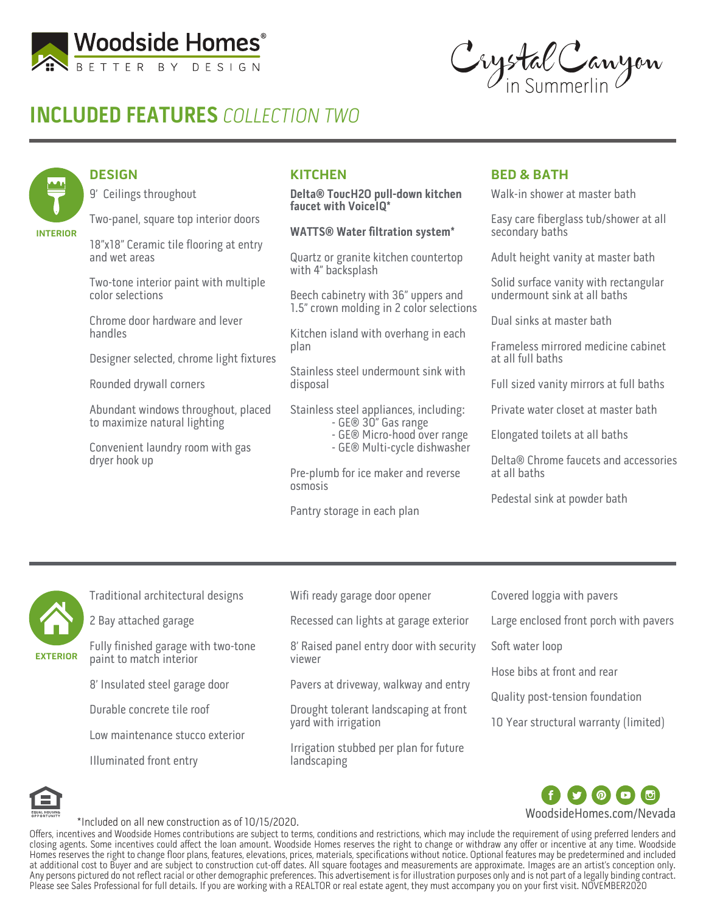Woodside Homes®
BETTER BY DESIGN

Crystal Canyon in Summerlin

# INCLUDED FEATURES *COLLECTION TWO*

## INTERIOR

### DESIGN

- 9' Ceilings throughout
- Two-panel, square top interior doors
- 18"x18" Ceramic tile flooring at entry and wet areas
- Two-tone interior paint with multiple color selections
- Chrome door hardware and lever handles
- Designer selected, chrome light fixtures
- Rounded drywall corners
- Abundant windows throughout, placed to maximize natural lighting
- Convenient laundry room with gas dryer hook up

### KITCHEN

- **Delta® TouchH2O pull-down kitchen faucet with VoiceIQ***
- **WATTS® Water filtration system***
- Quartz or granite kitchen countertop with 4" backsplash
- Beech cabinetry with 36" uppers and 1.5" crown molding in 2 color selections
- Kitchen island with overhang in each plan
- Stainless steel undermount sink with disposal
- Stainless steel appliances, including:
  - GE® 30" Gas range
  - GE® Micro-hood over range
  - GE® Multi-cycle dishwasher
- Pre-plumb for ice maker and reverse osmosis
- Pantry storage in each plan

### BED & BATH

- Walk-in shower at master bath
- Easy care fiberglass tub/shower at all secondary baths
- Adult height vanity at master bath
- Solid surface vanity with rectangular undermount sink at all baths
- Dual sinks at master bath
- Frameless mirrored medicine cabinet at all full baths
- Full sized vanity mirrors at full baths
- Private water closet at master bath
- Elongated toilets at all baths
- Delta® Chrome faucets and accessories at all baths
- Pedestal sink at powder bath

## EXTERIOR

- Traditional architectural designs
- 2 Bay attached garage
- Fully finished garage with two-tone paint to match interior
- 8' Insulated steel garage door
- Durable concrete tile roof
- Low maintenance stucco exterior
- Illuminated front entry
- Wifi ready garage door opener
- Recessed can lights at garage exterior
- 8' Raised panel entry door with security viewer
- Pavers at driveway, walkway and entry
- Drought tolerant landscaping at front yard with irrigation
- Irrigation stubbed per plan for future landscaping
- Covered loggia with pavers
- Large enclosed front porch with pavers
- Soft water loop
- Hose bibs at front and rear
- Quality post-tension foundation
- 10 Year structural warranty (limited)

*Included on all new construction as of 10/15/2020.

WoodsideHomes.com/Nevada

Offers, incentives and Woodside Homes contributions are subject to terms, conditions and restrictions, which may include the requirement of using preferred lenders and closing agents. Some incentives could affect the loan amount. Woodside Homes reserves the right to change or withdraw any offer or incentive at any time. Woodside Homes reserves the right to change floor plans, features, elevations, prices, materials, specifications without notice. Optional features may be predetermined and included at additional cost to Buyer and are subject to construction cut-off dates. All square footages and measurements are approximate. Images are an artist's conception only. Any persons pictured do not reflect racial or other demographic preferences. This advertisement is for illustration purposes only and is not part of a legally binding contract. Please see Sales Professional for full details. If you are working with a REALTOR or real estate agent, they must accompany you on your first visit. NOVEMBER2020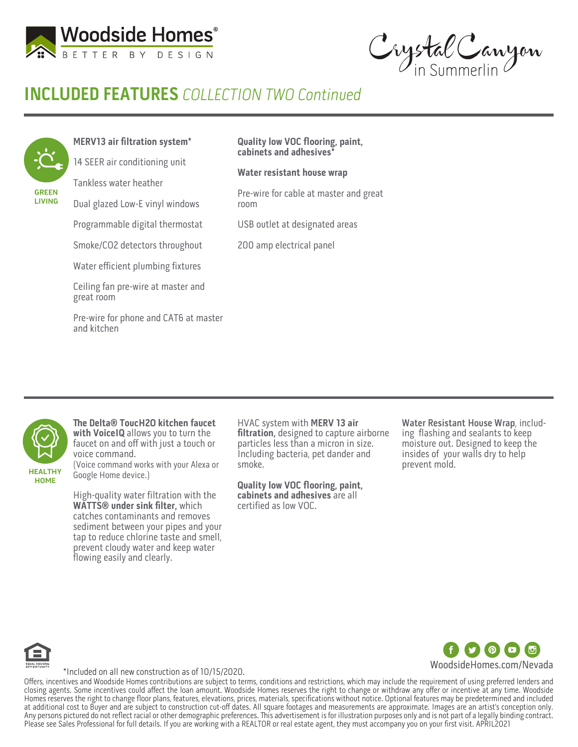Woodside Homes®
BETTER BY DESIGN

Crystal Canyon in Summerlin

# INCLUDED FEATURES *COLLECTION TWO Continued*

## GREEN LIVING

**MERV13 air filtration system***

14 SEER air conditioning unit

Tankless water heather

Dual glazed Low-E vinyl windows

Programmable digital thermostat

Smoke/CO2 detectors throughout

Water efficient plumbing fixtures

Ceiling fan pre-wire at master and great room

Pre-wire for phone and CAT6 at master and kitchen

**Quality low VOC flooring, paint, cabinets and adhesives***

**Water resistant house wrap**

Pre-wire for cable at master and great room

USB outlet at designated areas

200 amp electrical panel

## HEALTHY HOME

**The Delta® TouchH2O kitchen faucet with VoiceIQ** allows you to turn the faucet on and off with just a touch or voice command.
(Voice command works with your Alexa or Google Home device.)

High-quality water filtration with the **WATTS® under sink filter,** which catches contaminants and removes sediment between your pipes and your tap to reduce chlorine taste and smell, prevent cloudy water and keep water flowing easily and clearly.

HVAC system with **MERV 13 air filtration,** designed to capture airborne particles less than a micron in size. Including bacteria, pet dander and smoke.

**Quality low VOC flooring, paint, cabinets and adhesives** are all certified as low VOC.

**Water Resistant House Wrap**, including flashing and sealants to keep moisture out. Designed to keep the insides of your walls dry to help prevent mold.

*Included on all new construction as of 10/15/2020.

WoodsideHomes.com/Nevada

Offers, incentives and Woodside Homes contributions are subject to terms, conditions and restrictions, which may include the requirement of using preferred lenders and closing agents. Some incentives could affect the loan amount. Woodside Homes reserves the right to change or withdraw any offer or incentive at any time. Woodside Homes reserves the right to change floor plans, features, elevations, prices, materials, specifications without notice. Optional features may be predetermined and included at additional cost to Buyer and are subject to construction cut-off dates. All square footages and measurements are approximate. Images are an artist's conception only. Any persons pictured do not reflect racial or other demographic preferences. This advertisement is for illustration purposes only and is not part of a legally binding contract. Please see Sales Professional for full details. If you are working with a REALTOR or real estate agent, they must accompany you on your first visit. APRIL2021